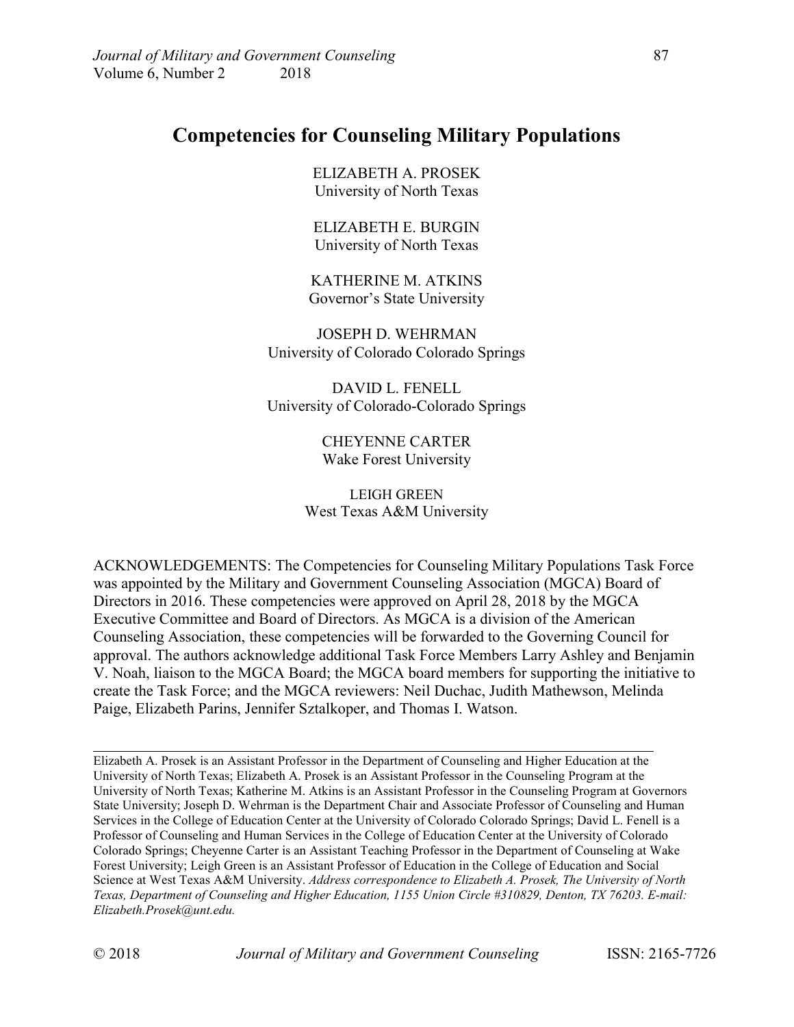# Competencies for Counseling Military Populations

ELIZABETH A. PROSEK
University of North Texas

ELIZABETH E. BURGIN
University of North Texas

KATHERINE M. ATKINS
Governor's State University

JOSEPH D. WEHRMAN
University of Colorado Colorado Springs

DAVID L. FENELL
University of Colorado-Colorado Springs

CHEYENNE CARTER
Wake Forest University

LEIGH GREEN
West Texas A&M University

ACKNOWLEDGEMENTS: The Competencies for Counseling Military Populations Task Force was appointed by the Military and Government Counseling Association (MGCA) Board of Directors in 2016. These competencies were approved on April 28, 2018 by the MGCA Executive Committee and Board of Directors. As MGCA is a division of the American Counseling Association, these competencies will be forwarded to the Governing Council for approval. The authors acknowledge additional Task Force Members Larry Ashley and Benjamin V. Noah, liaison to the MGCA Board; the MGCA board members for supporting the initiative to create the Task Force; and the MGCA reviewers: Neil Duchac, Judith Mathewson, Melinda Paige, Elizabeth Parins, Jennifer Sztalkoper, and Thomas I. Watson.

---

Elizabeth A. Prosek is an Assistant Professor in the Department of Counseling and Higher Education at the University of North Texas; Elizabeth A. Prosek is an Assistant Professor in the Counseling Program at the University of North Texas; Katherine M. Atkins is an Assistant Professor in the Counseling Program at Governors State University; Joseph D. Wehrman is the Department Chair and Associate Professor of Counseling and Human Services in the College of Education Center at the University of Colorado Colorado Springs; David L. Fenell is a Professor of Counseling and Human Services in the College of Education Center at the University of Colorado Colorado Springs; Cheyenne Carter is an Assistant Teaching Professor in the Department of Counseling at Wake Forest University; Leigh Green is an Assistant Professor of Education in the College of Education and Social Science at West Texas A&M University. *Address correspondence to Elizabeth A. Prosek, The University of North Texas, Department of Counseling and Higher Education, 1155 Union Circle #310829, Denton, TX 76203. E-mail: Elizabeth.Prosek@unt.edu.*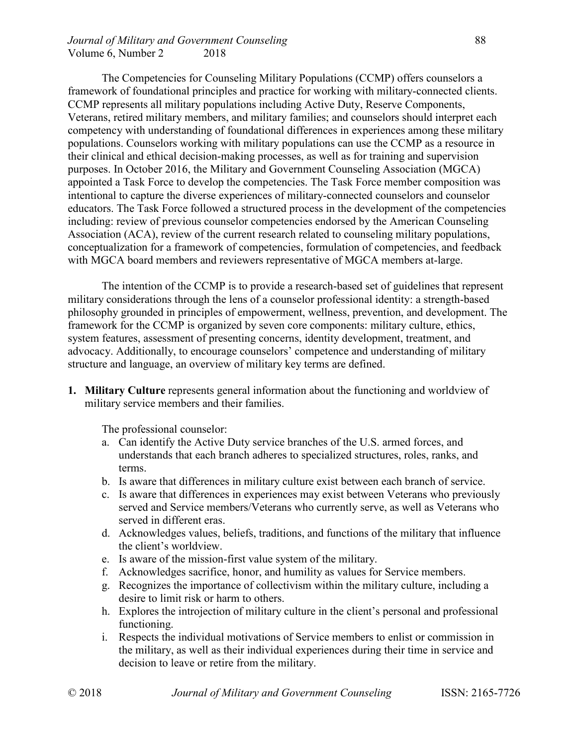The Competencies for Counseling Military Populations (CCMP) offers counselors a framework of foundational principles and practice for working with military-connected clients. CCMP represents all military populations including Active Duty, Reserve Components, Veterans, retired military members, and military families; and counselors should interpret each competency with understanding of foundational differences in experiences among these military populations. Counselors working with military populations can use the CCMP as a resource in their clinical and ethical decision-making processes, as well as for training and supervision purposes. In October 2016, the Military and Government Counseling Association (MGCA) appointed a Task Force to develop the competencies. The Task Force member composition was intentional to capture the diverse experiences of military-connected counselors and counselor educators. The Task Force followed a structured process in the development of the competencies including: review of previous counselor competencies endorsed by the American Counseling Association (ACA), review of the current research related to counseling military populations, conceptualization for a framework of competencies, formulation of competencies, and feedback with MGCA board members and reviewers representative of MGCA members at-large.

The intention of the CCMP is to provide a research-based set of guidelines that represent military considerations through the lens of a counselor professional identity: a strength-based philosophy grounded in principles of empowerment, wellness, prevention, and development. The framework for the CCMP is organized by seven core components: military culture, ethics, system features, assessment of presenting concerns, identity development, treatment, and advocacy. Additionally, to encourage counselors' competence and understanding of military structure and language, an overview of military key terms are defined.

1. **Military Culture** represents general information about the functioning and worldview of military service members and their families.

   The professional counselor:

   a. Can identify the Active Duty service branches of the U.S. armed forces, and understands that each branch adheres to specialized structures, roles, ranks, and terms.
   b. Is aware that differences in military culture exist between each branch of service.
   c. Is aware that differences in experiences may exist between Veterans who previously served and Service members/Veterans who currently serve, as well as Veterans who served in different eras.
   d. Acknowledges values, beliefs, traditions, and functions of the military that influence the client's worldview.
   e. Is aware of the mission-first value system of the military.
   f. Acknowledges sacrifice, honor, and humility as values for Service members.
   g. Recognizes the importance of collectivism within the military culture, including a desire to limit risk or harm to others.
   h. Explores the introjection of military culture in the client's personal and professional functioning.
   i. Respects the individual motivations of Service members to enlist or commission in the military, as well as their individual experiences during their time in service and decision to leave or retire from the military.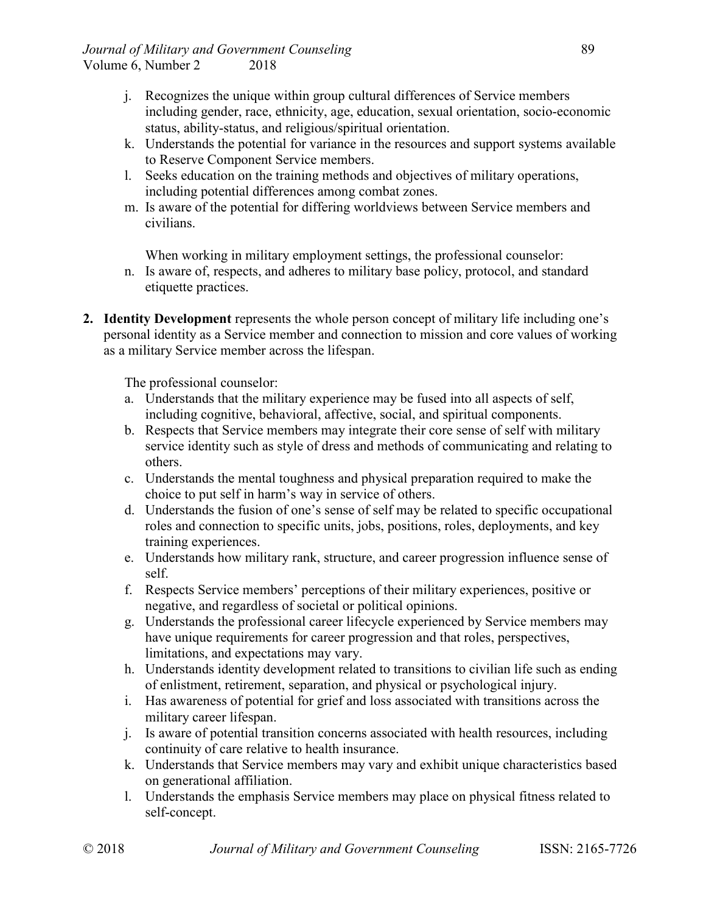j. Recognizes the unique within group cultural differences of Service members including gender, race, ethnicity, age, education, sexual orientation, socio-economic status, ability-status, and religious/spiritual orientation.
k. Understands the potential for variance in the resources and support systems available to Reserve Component Service members.
l. Seeks education on the training methods and objectives of military operations, including potential differences among combat zones.
m. Is aware of the potential for differing worldviews between Service members and civilians.

When working in military employment settings, the professional counselor:

n. Is aware of, respects, and adheres to military base policy, protocol, and standard etiquette practices.

2. **Identity Development** represents the whole person concept of military life including one's personal identity as a Service member and connection to mission and core values of working as a military Service member across the lifespan.

The professional counselor:

a. Understands that the military experience may be fused into all aspects of self, including cognitive, behavioral, affective, social, and spiritual components.
b. Respects that Service members may integrate their core sense of self with military service identity such as style of dress and methods of communicating and relating to others.
c. Understands the mental toughness and physical preparation required to make the choice to put self in harm's way in service of others.
d. Understands the fusion of one's sense of self may be related to specific occupational roles and connection to specific units, jobs, positions, roles, deployments, and key training experiences.
e. Understands how military rank, structure, and career progression influence sense of self.
f. Respects Service members' perceptions of their military experiences, positive or negative, and regardless of societal or political opinions.
g. Understands the professional career lifecycle experienced by Service members may have unique requirements for career progression and that roles, perspectives, limitations, and expectations may vary.
h. Understands identity development related to transitions to civilian life such as ending of enlistment, retirement, separation, and physical or psychological injury.
i. Has awareness of potential for grief and loss associated with transitions across the military career lifespan.
j. Is aware of potential transition concerns associated with health resources, including continuity of care relative to health insurance.
k. Understands that Service members may vary and exhibit unique characteristics based on generational affiliation.
l. Understands the emphasis Service members may place on physical fitness related to self-concept.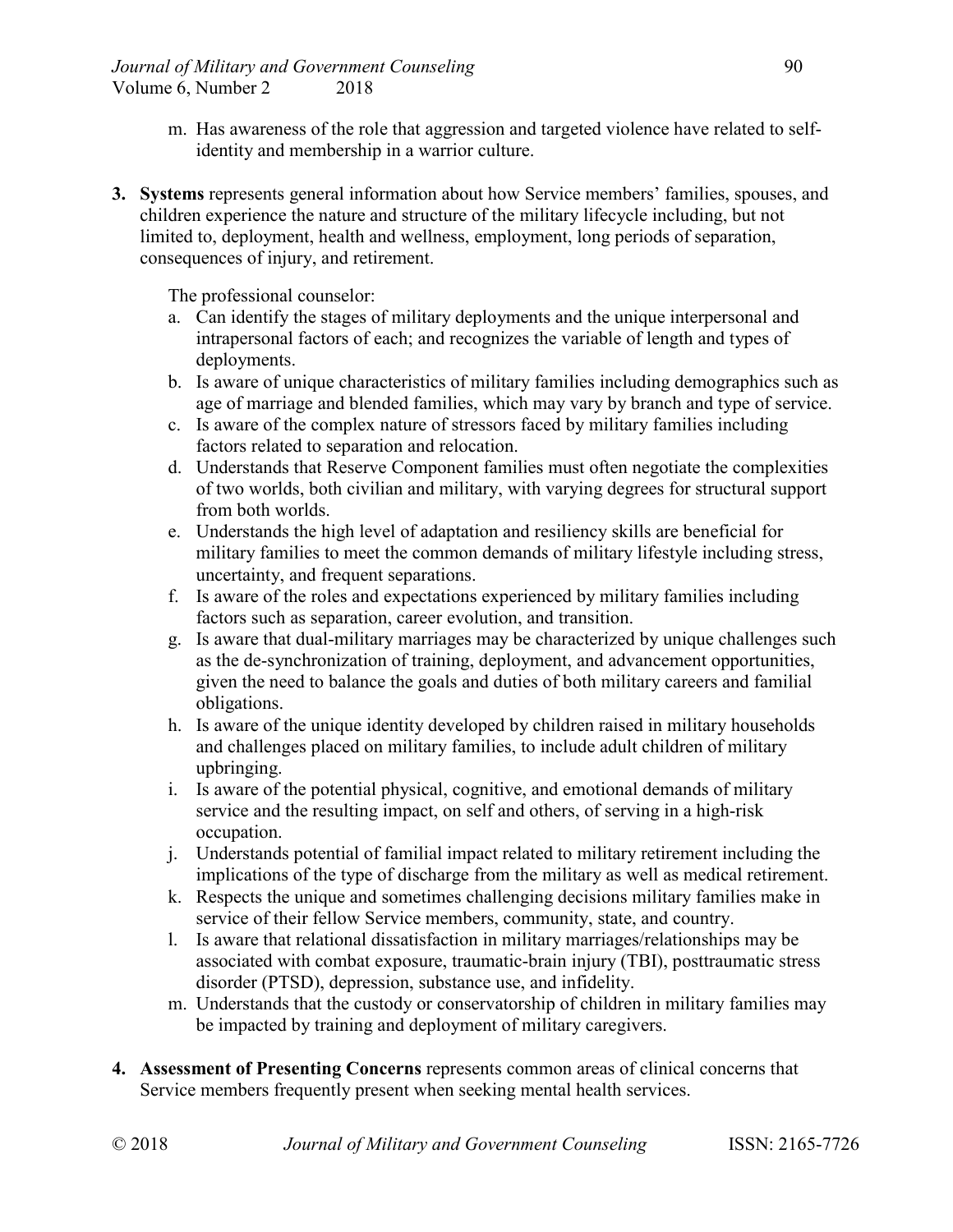m. Has awareness of the role that aggression and targeted violence have related to self-identity and membership in a warrior culture.

3. **Systems** represents general information about how Service members' families, spouses, and children experience the nature and structure of the military lifecycle including, but not limited to, deployment, health and wellness, employment, long periods of separation, consequences of injury, and retirement.

   The professional counselor:

   a. Can identify the stages of military deployments and the unique interpersonal and intrapersonal factors of each; and recognizes the variable of length and types of deployments.
   b. Is aware of unique characteristics of military families including demographics such as age of marriage and blended families, which may vary by branch and type of service.
   c. Is aware of the complex nature of stressors faced by military families including factors related to separation and relocation.
   d. Understands that Reserve Component families must often negotiate the complexities of two worlds, both civilian and military, with varying degrees for structural support from both worlds.
   e. Understands the high level of adaptation and resiliency skills are beneficial for military families to meet the common demands of military lifestyle including stress, uncertainty, and frequent separations.
   f. Is aware of the roles and expectations experienced by military families including factors such as separation, career evolution, and transition.
   g. Is aware that dual-military marriages may be characterized by unique challenges such as the de-synchronization of training, deployment, and advancement opportunities, given the need to balance the goals and duties of both military careers and familial obligations.
   h. Is aware of the unique identity developed by children raised in military households and challenges placed on military families, to include adult children of military upbringing.
   i. Is aware of the potential physical, cognitive, and emotional demands of military service and the resulting impact, on self and others, of serving in a high-risk occupation.
   j. Understands potential of familial impact related to military retirement including the implications of the type of discharge from the military as well as medical retirement.
   k. Respects the unique and sometimes challenging decisions military families make in service of their fellow Service members, community, state, and country.
   l. Is aware that relational dissatisfaction in military marriages/relationships may be associated with combat exposure, traumatic-brain injury (TBI), posttraumatic stress disorder (PTSD), depression, substance use, and infidelity.
   m. Understands that the custody or conservatorship of children in military families may be impacted by training and deployment of military caregivers.

4. **Assessment of Presenting Concerns** represents common areas of clinical concerns that Service members frequently present when seeking mental health services.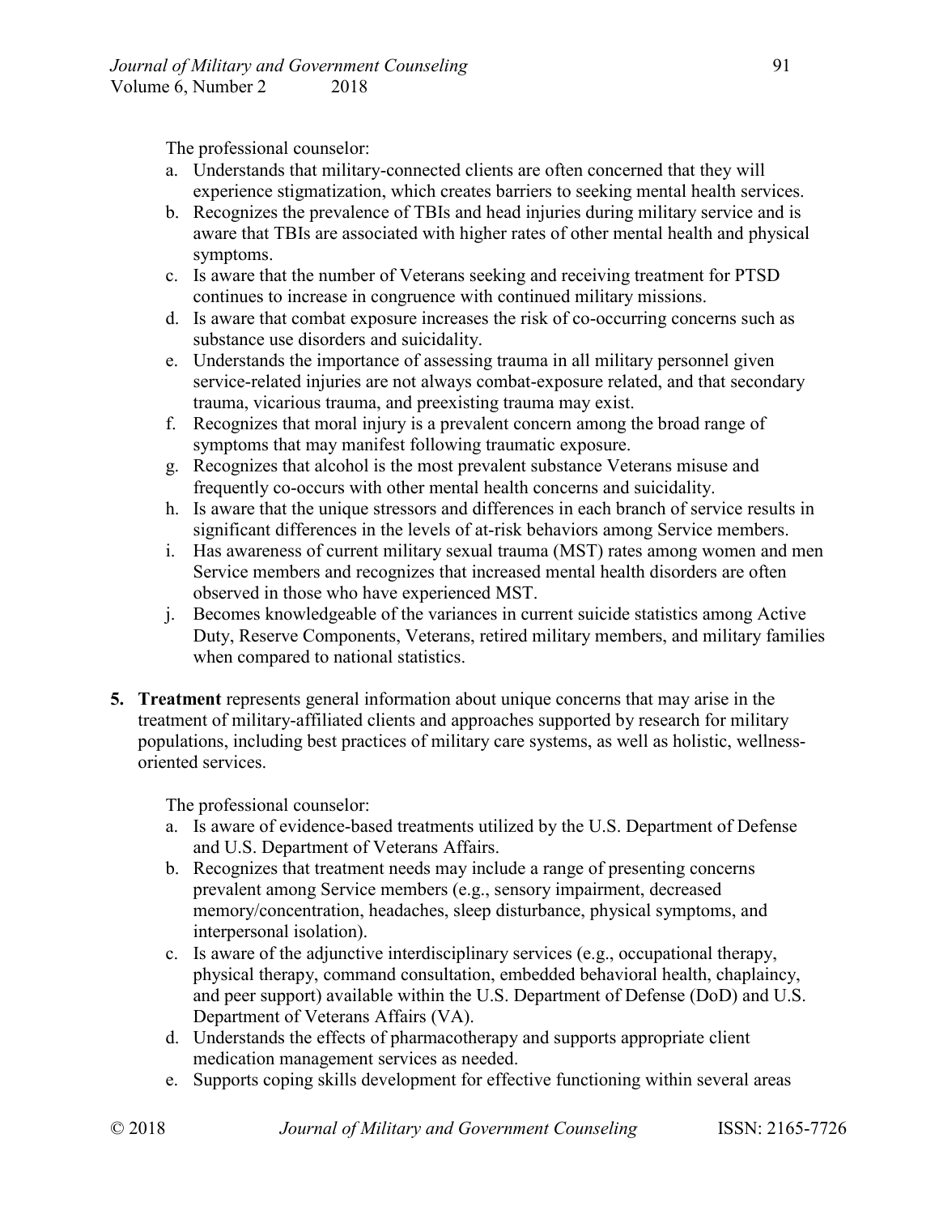The professional counselor:

a. Understands that military-connected clients are often concerned that they will experience stigmatization, which creates barriers to seeking mental health services.
b. Recognizes the prevalence of TBIs and head injuries during military service and is aware that TBIs are associated with higher rates of other mental health and physical symptoms.
c. Is aware that the number of Veterans seeking and receiving treatment for PTSD continues to increase in congruence with continued military missions.
d. Is aware that combat exposure increases the risk of co-occurring concerns such as substance use disorders and suicidality.
e. Understands the importance of assessing trauma in all military personnel given service-related injuries are not always combat-exposure related, and that secondary trauma, vicarious trauma, and preexisting trauma may exist.
f. Recognizes that moral injury is a prevalent concern among the broad range of symptoms that may manifest following traumatic exposure.
g. Recognizes that alcohol is the most prevalent substance Veterans misuse and frequently co-occurs with other mental health concerns and suicidality.
h. Is aware that the unique stressors and differences in each branch of service results in significant differences in the levels of at-risk behaviors among Service members.
i. Has awareness of current military sexual trauma (MST) rates among women and men Service members and recognizes that increased mental health disorders are often observed in those who have experienced MST.
j. Becomes knowledgeable of the variances in current suicide statistics among Active Duty, Reserve Components, Veterans, retired military members, and military families when compared to national statistics.

**5. Treatment** represents general information about unique concerns that may arise in the treatment of military-affiliated clients and approaches supported by research for military populations, including best practices of military care systems, as well as holistic, wellness-oriented services.

The professional counselor:

a. Is aware of evidence-based treatments utilized by the U.S. Department of Defense and U.S. Department of Veterans Affairs.
b. Recognizes that treatment needs may include a range of presenting concerns prevalent among Service members (e.g., sensory impairment, decreased memory/concentration, headaches, sleep disturbance, physical symptoms, and interpersonal isolation).
c. Is aware of the adjunctive interdisciplinary services (e.g., occupational therapy, physical therapy, command consultation, embedded behavioral health, chaplaincy, and peer support) available within the U.S. Department of Defense (DoD) and U.S. Department of Veterans Affairs (VA).
d. Understands the effects of pharmacotherapy and supports appropriate client medication management services as needed.
e. Supports coping skills development for effective functioning within several areas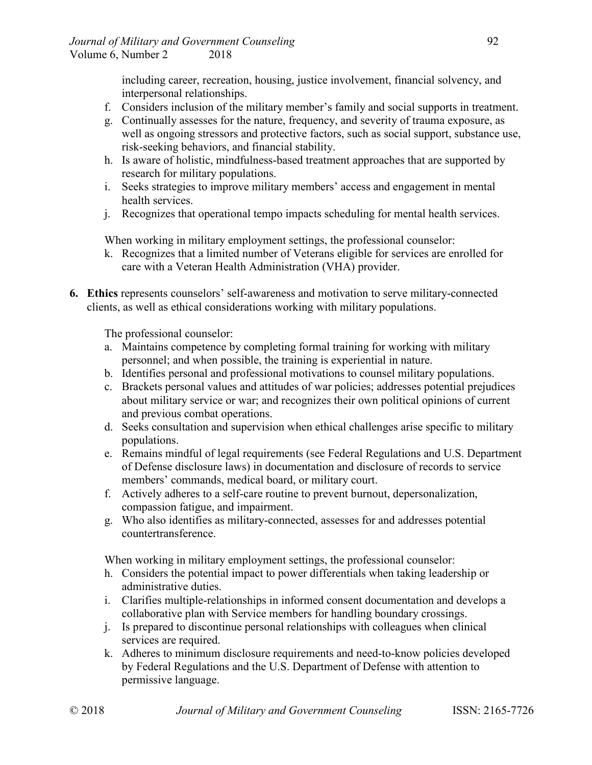including career, recreation, housing, justice involvement, financial solvency, and interpersonal relationships.

f. Considers inclusion of the military member's family and social supports in treatment.
g. Continually assesses for the nature, frequency, and severity of trauma exposure, as well as ongoing stressors and protective factors, such as social support, substance use, risk-seeking behaviors, and financial stability.
h. Is aware of holistic, mindfulness-based treatment approaches that are supported by research for military populations.
i. Seeks strategies to improve military members' access and engagement in mental health services.
j. Recognizes that operational tempo impacts scheduling for mental health services.

When working in military employment settings, the professional counselor:

k. Recognizes that a limited number of Veterans eligible for services are enrolled for care with a Veteran Health Administration (VHA) provider.

**6. Ethics** represents counselors' self-awareness and motivation to serve military-connected clients, as well as ethical considerations working with military populations.

The professional counselor:

a. Maintains competence by completing formal training for working with military personnel; and when possible, the training is experiential in nature.
b. Identifies personal and professional motivations to counsel military populations.
c. Brackets personal values and attitudes of war policies; addresses potential prejudices about military service or war; and recognizes their own political opinions of current and previous combat operations.
d. Seeks consultation and supervision when ethical challenges arise specific to military populations.
e. Remains mindful of legal requirements (see Federal Regulations and U.S. Department of Defense disclosure laws) in documentation and disclosure of records to service members' commands, medical board, or military court.
f. Actively adheres to a self-care routine to prevent burnout, depersonalization, compassion fatigue, and impairment.
g. Who also identifies as military-connected, assesses for and addresses potential countertransference.

When working in military employment settings, the professional counselor:

h. Considers the potential impact to power differentials when taking leadership or administrative duties.
i. Clarifies multiple-relationships in informed consent documentation and develops a collaborative plan with Service members for handling boundary crossings.
j. Is prepared to discontinue personal relationships with colleagues when clinical services are required.
k. Adheres to minimum disclosure requirements and need-to-know policies developed by Federal Regulations and the U.S. Department of Defense with attention to permissive language.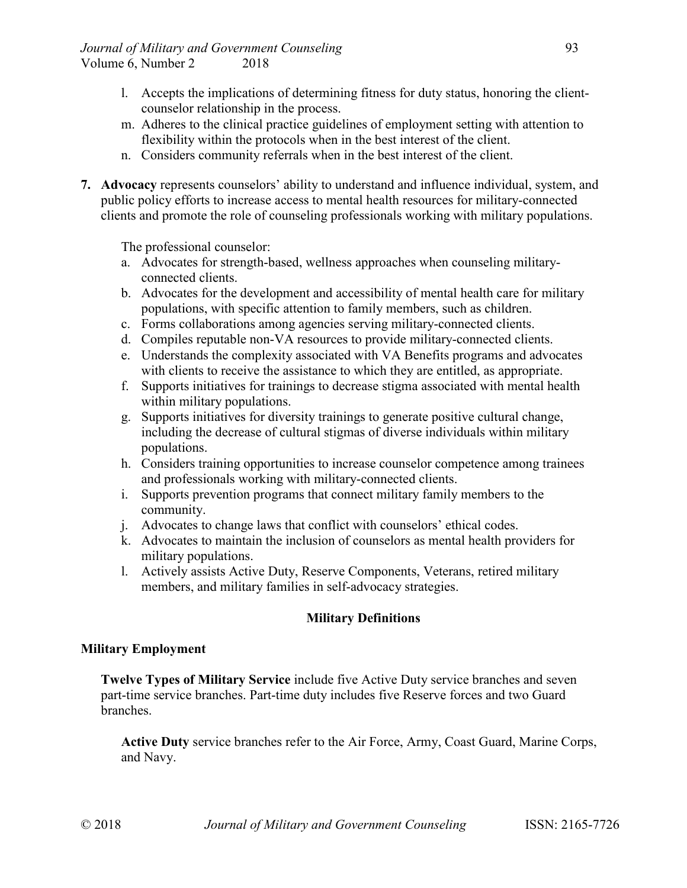l. Accepts the implications of determining fitness for duty status, honoring the client-counselor relationship in the process.
m. Adheres to the clinical practice guidelines of employment setting with attention to flexibility within the protocols when in the best interest of the client.
n. Considers community referrals when in the best interest of the client.

7. **Advocacy** represents counselors' ability to understand and influence individual, system, and public policy efforts to increase access to mental health resources for military-connected clients and promote the role of counseling professionals working with military populations.

   The professional counselor:

   a. Advocates for strength-based, wellness approaches when counseling military-connected clients.
   b. Advocates for the development and accessibility of mental health care for military populations, with specific attention to family members, such as children.
   c. Forms collaborations among agencies serving military-connected clients.
   d. Compiles reputable non-VA resources to provide military-connected clients.
   e. Understands the complexity associated with VA Benefits programs and advocates with clients to receive the assistance to which they are entitled, as appropriate.
   f. Supports initiatives for trainings to decrease stigma associated with mental health within military populations.
   g. Supports initiatives for diversity trainings to generate positive cultural change, including the decrease of cultural stigmas of diverse individuals within military populations.
   h. Considers training opportunities to increase counselor competence among trainees and professionals working with military-connected clients.
   i. Supports prevention programs that connect military family members to the community.
   j. Advocates to change laws that conflict with counselors' ethical codes.
   k. Advocates to maintain the inclusion of counselors as mental health providers for military populations.
   l. Actively assists Active Duty, Reserve Components, Veterans, retired military members, and military families in self-advocacy strategies.

## Military Definitions

### Military Employment

**Twelve Types of Military Service** include five Active Duty service branches and seven part-time service branches. Part-time duty includes five Reserve forces and two Guard branches.

**Active Duty** service branches refer to the Air Force, Army, Coast Guard, Marine Corps, and Navy.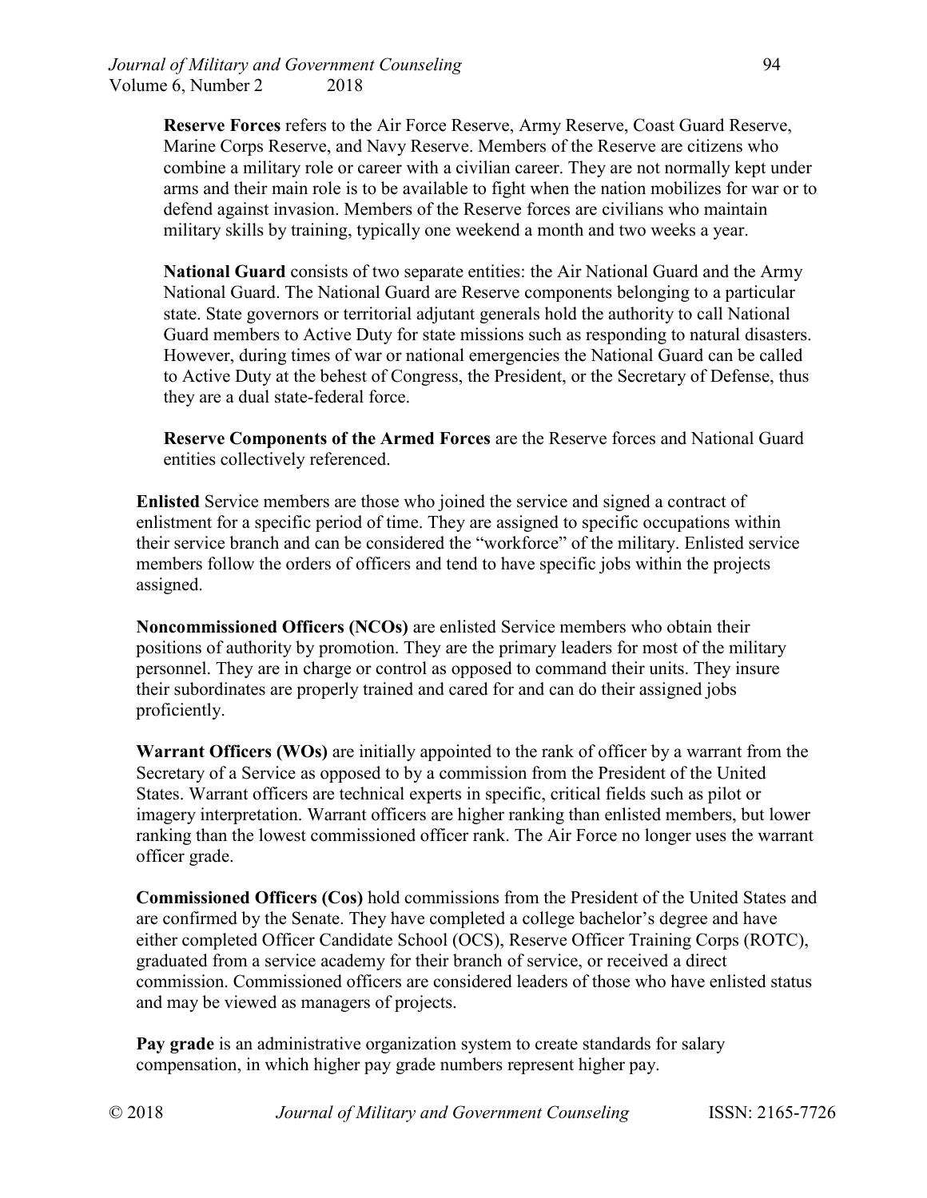**Reserve Forces** refers to the Air Force Reserve, Army Reserve, Coast Guard Reserve, Marine Corps Reserve, and Navy Reserve. Members of the Reserve are citizens who combine a military role or career with a civilian career. They are not normally kept under arms and their main role is to be available to fight when the nation mobilizes for war or to defend against invasion. Members of the Reserve forces are civilians who maintain military skills by training, typically one weekend a month and two weeks a year.

**National Guard** consists of two separate entities: the Air National Guard and the Army National Guard. The National Guard are Reserve components belonging to a particular state. State governors or territorial adjutant generals hold the authority to call National Guard members to Active Duty for state missions such as responding to natural disasters. However, during times of war or national emergencies the National Guard can be called to Active Duty at the behest of Congress, the President, or the Secretary of Defense, thus they are a dual state-federal force.

**Reserve Components of the Armed Forces** are the Reserve forces and National Guard entities collectively referenced.

**Enlisted** Service members are those who joined the service and signed a contract of enlistment for a specific period of time. They are assigned to specific occupations within their service branch and can be considered the "workforce" of the military. Enlisted service members follow the orders of officers and tend to have specific jobs within the projects assigned.

**Noncommissioned Officers (NCOs)** are enlisted Service members who obtain their positions of authority by promotion. They are the primary leaders for most of the military personnel. They are in charge or control as opposed to command their units. They insure their subordinates are properly trained and cared for and can do their assigned jobs proficiently.

**Warrant Officers (WOs)** are initially appointed to the rank of officer by a warrant from the Secretary of a Service as opposed to by a commission from the President of the United States. Warrant officers are technical experts in specific, critical fields such as pilot or imagery interpretation. Warrant officers are higher ranking than enlisted members, but lower ranking than the lowest commissioned officer rank. The Air Force no longer uses the warrant officer grade.

**Commissioned Officers (Cos)** hold commissions from the President of the United States and are confirmed by the Senate. They have completed a college bachelor's degree and have either completed Officer Candidate School (OCS), Reserve Officer Training Corps (ROTC), graduated from a service academy for their branch of service, or received a direct commission. Commissioned officers are considered leaders of those who have enlisted status and may be viewed as managers of projects.

**Pay grade** is an administrative organization system to create standards for salary compensation, in which higher pay grade numbers represent higher pay.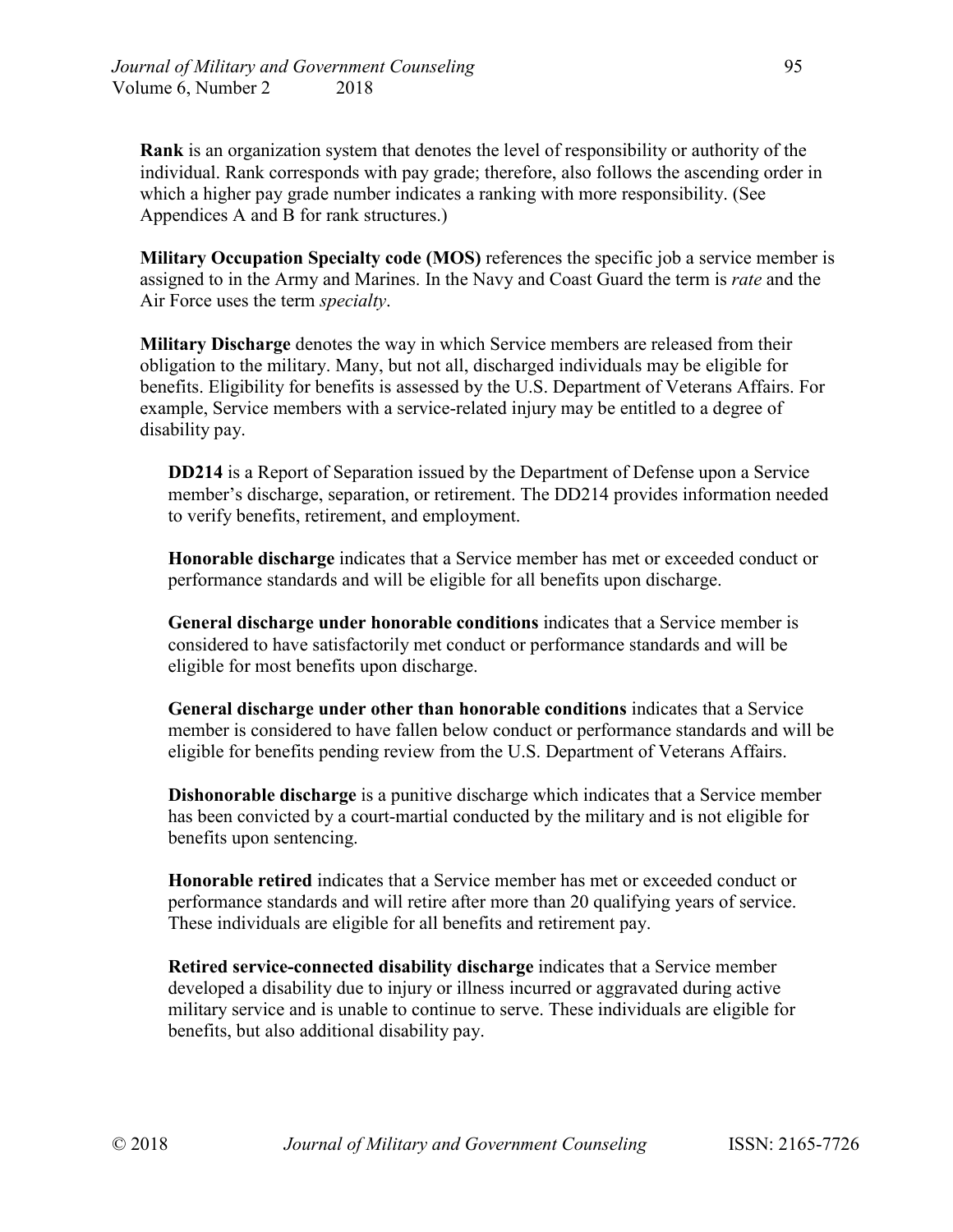**Rank** is an organization system that denotes the level of responsibility or authority of the individual. Rank corresponds with pay grade; therefore, also follows the ascending order in which a higher pay grade number indicates a ranking with more responsibility. (See Appendices A and B for rank structures.)

**Military Occupation Specialty code (MOS)** references the specific job a service member is assigned to in the Army and Marines. In the Navy and Coast Guard the term is *rate* and the Air Force uses the term *specialty*.

**Military Discharge** denotes the way in which Service members are released from their obligation to the military. Many, but not all, discharged individuals may be eligible for benefits. Eligibility for benefits is assessed by the U.S. Department of Veterans Affairs. For example, Service members with a service-related injury may be entitled to a degree of disability pay.

> **DD214** is a Report of Separation issued by the Department of Defense upon a Service member's discharge, separation, or retirement. The DD214 provides information needed to verify benefits, retirement, and employment.
>
> **Honorable discharge** indicates that a Service member has met or exceeded conduct or performance standards and will be eligible for all benefits upon discharge.
>
> **General discharge under honorable conditions** indicates that a Service member is considered to have satisfactorily met conduct or performance standards and will be eligible for most benefits upon discharge.
>
> **General discharge under other than honorable conditions** indicates that a Service member is considered to have fallen below conduct or performance standards and will be eligible for benefits pending review from the U.S. Department of Veterans Affairs.
>
> **Dishonorable discharge** is a punitive discharge which indicates that a Service member has been convicted by a court-martial conducted by the military and is not eligible for benefits upon sentencing.
>
> **Honorable retired** indicates that a Service member has met or exceeded conduct or performance standards and will retire after more than 20 qualifying years of service. These individuals are eligible for all benefits and retirement pay.
>
> **Retired service-connected disability discharge** indicates that a Service member developed a disability due to injury or illness incurred or aggravated during active military service and is unable to continue to serve. These individuals are eligible for benefits, but also additional disability pay.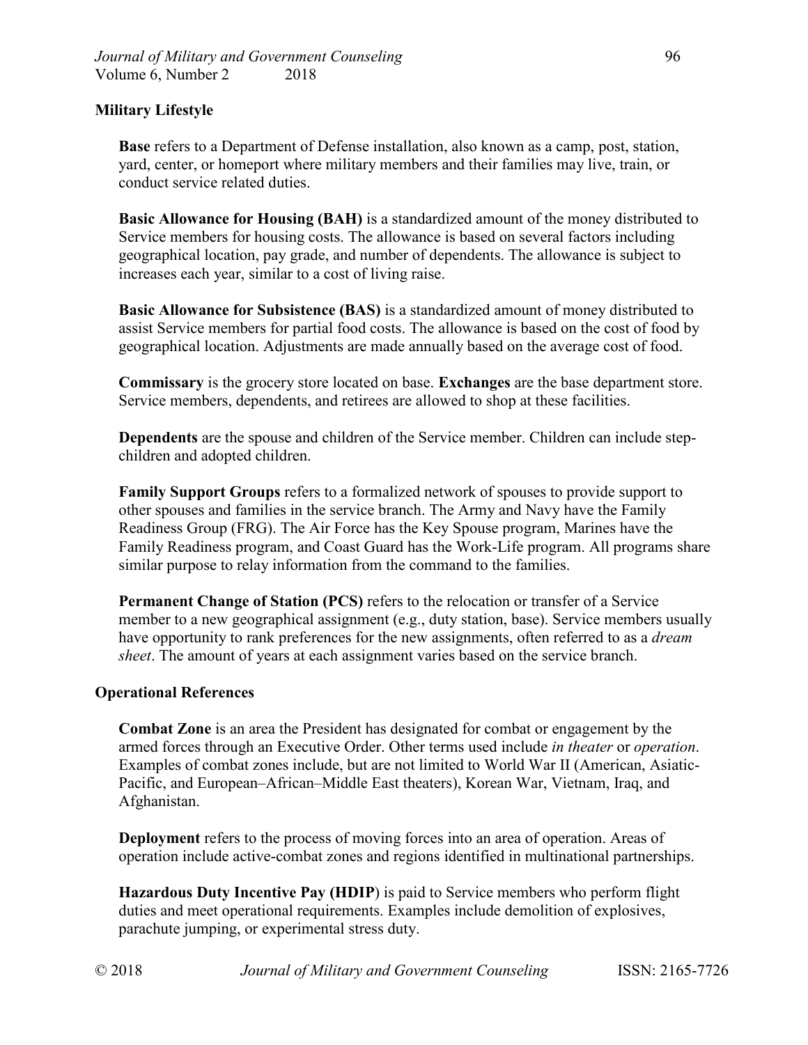**Military Lifestyle**

**Base** refers to a Department of Defense installation, also known as a camp, post, station, yard, center, or homeport where military members and their families may live, train, or conduct service related duties.

**Basic Allowance for Housing (BAH)** is a standardized amount of the money distributed to Service members for housing costs. The allowance is based on several factors including geographical location, pay grade, and number of dependents. The allowance is subject to increases each year, similar to a cost of living raise.

**Basic Allowance for Subsistence (BAS)** is a standardized amount of money distributed to assist Service members for partial food costs. The allowance is based on the cost of food by geographical location. Adjustments are made annually based on the average cost of food.

**Commissary** is the grocery store located on base. **Exchanges** are the base department store. Service members, dependents, and retirees are allowed to shop at these facilities.

**Dependents** are the spouse and children of the Service member. Children can include step-children and adopted children.

**Family Support Groups** refers to a formalized network of spouses to provide support to other spouses and families in the service branch. The Army and Navy have the Family Readiness Group (FRG). The Air Force has the Key Spouse program, Marines have the Family Readiness program, and Coast Guard has the Work-Life program. All programs share similar purpose to relay information from the command to the families.

**Permanent Change of Station (PCS)** refers to the relocation or transfer of a Service member to a new geographical assignment (e.g., duty station, base). Service members usually have opportunity to rank preferences for the new assignments, often referred to as a *dream sheet*. The amount of years at each assignment varies based on the service branch.

**Operational References**

**Combat Zone** is an area the President has designated for combat or engagement by the armed forces through an Executive Order. Other terms used include *in theater* or *operation*. Examples of combat zones include, but are not limited to World War II (American, Asiatic-Pacific, and European–African–Middle East theaters), Korean War, Vietnam, Iraq, and Afghanistan.

**Deployment** refers to the process of moving forces into an area of operation. Areas of operation include active-combat zones and regions identified in multinational partnerships.

**Hazardous Duty Incentive Pay (HDIP**) is paid to Service members who perform flight duties and meet operational requirements. Examples include demolition of explosives, parachute jumping, or experimental stress duty.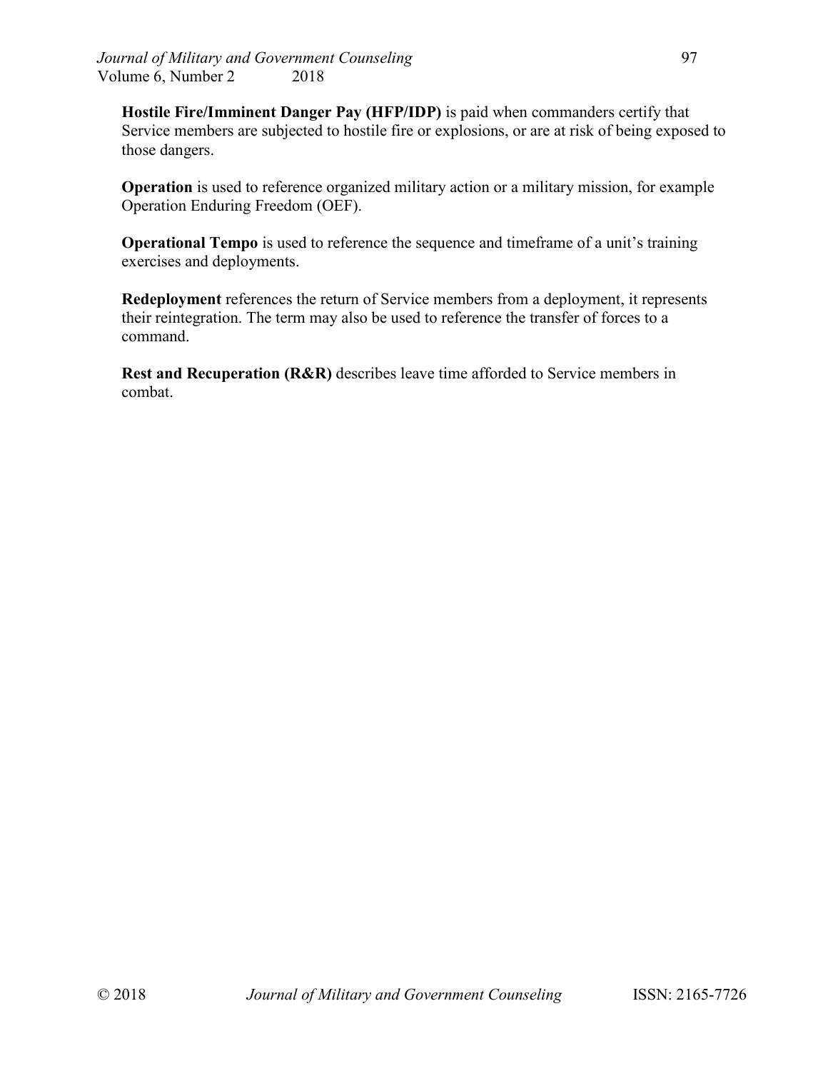**Hostile Fire/Imminent Danger Pay (HFP/IDP)** is paid when commanders certify that Service members are subjected to hostile fire or explosions, or are at risk of being exposed to those dangers.

**Operation** is used to reference organized military action or a military mission, for example Operation Enduring Freedom (OEF).

**Operational Tempo** is used to reference the sequence and timeframe of a unit's training exercises and deployments.

**Redeployment** references the return of Service members from a deployment, it represents their reintegration. The term may also be used to reference the transfer of forces to a command.

**Rest and Recuperation (R&R)** describes leave time afforded to Service members in combat.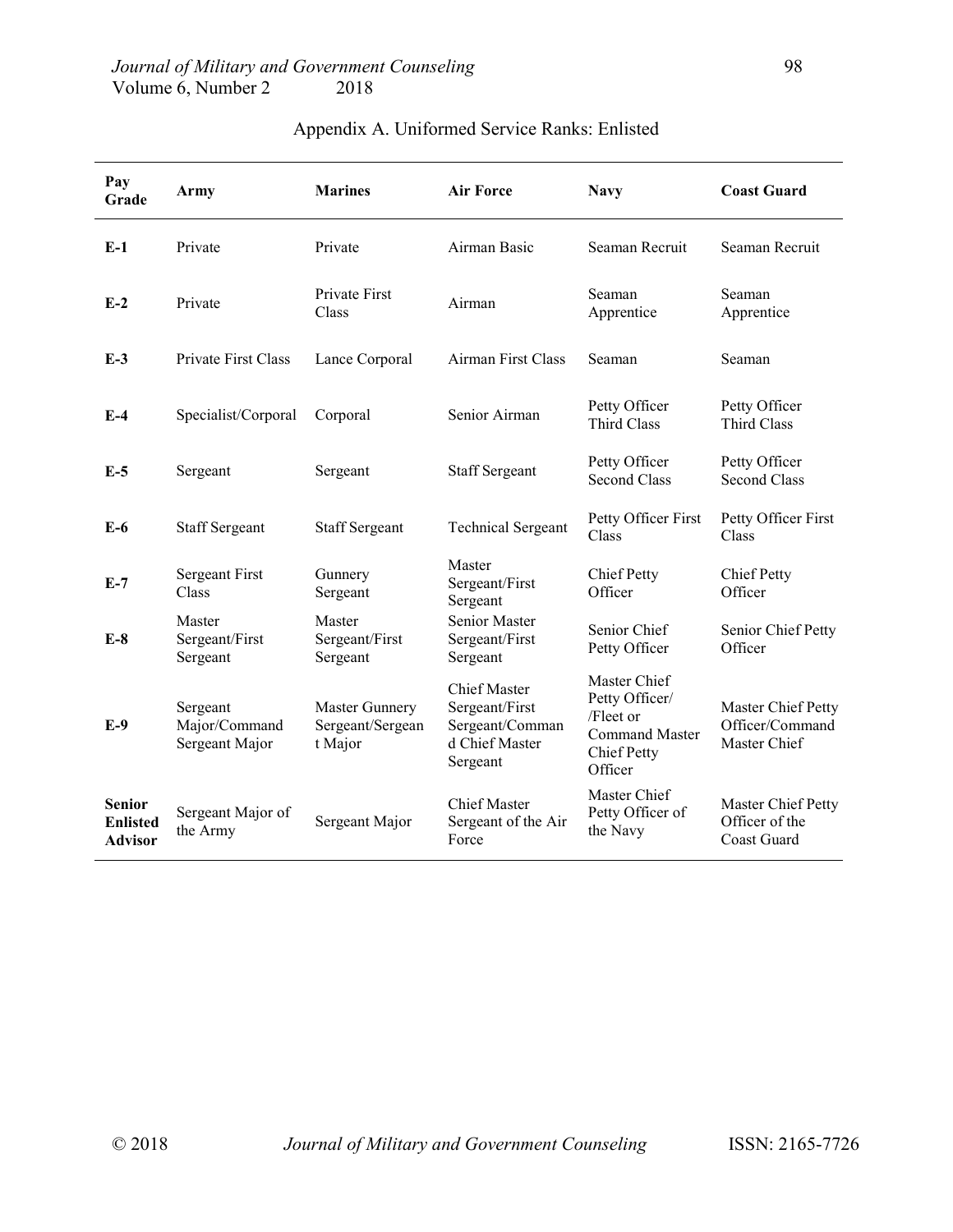## Appendix A. Uniformed Service Ranks: Enlisted

| Pay Grade | Army | Marines | Air Force | Navy | Coast Guard |
|---|---|---|---|---|---|
| **E-1** | Private | Private | Airman Basic | Seaman Recruit | Seaman Recruit |
| **E-2** | Private | Private First Class | Airman | Seaman Apprentice | Seaman Apprentice |
| **E-3** | Private First Class | Lance Corporal | Airman First Class | Seaman | Seaman |
| **E-4** | Specialist/Corporal | Corporal | Senior Airman | Petty Officer Third Class | Petty Officer Third Class |
| **E-5** | Sergeant | Sergeant | Staff Sergeant | Petty Officer Second Class | Petty Officer Second Class |
| **E-6** | Staff Sergeant | Staff Sergeant | Technical Sergeant | Petty Officer First Class | Petty Officer First Class |
| **E-7** | Sergeant First Class | Gunnery Sergeant | Master Sergeant/First Sergeant | Chief Petty Officer | Chief Petty Officer |
| **E-8** | Master Sergeant/First Sergeant | Master Sergeant/First Sergeant | Senior Master Sergeant/First Sergeant | Senior Chief Petty Officer | Senior Chief Petty Officer |
| **E-9** | Sergeant Major/Command Sergeant Major | Master Gunnery Sergeant/Sergeant Major | Chief Master Sergeant/First Sergeant/Command Chief Master Sergeant | Master Chief Petty Officer/ /Fleet or Command Master Chief Petty Officer | Master Chief Petty Officer/Command Master Chief |
| **Senior Enlisted Advisor** | Sergeant Major of the Army | Sergeant Major | Chief Master Sergeant of the Air Force | Master Chief Petty Officer of the Navy | Master Chief Petty Officer of the Coast Guard |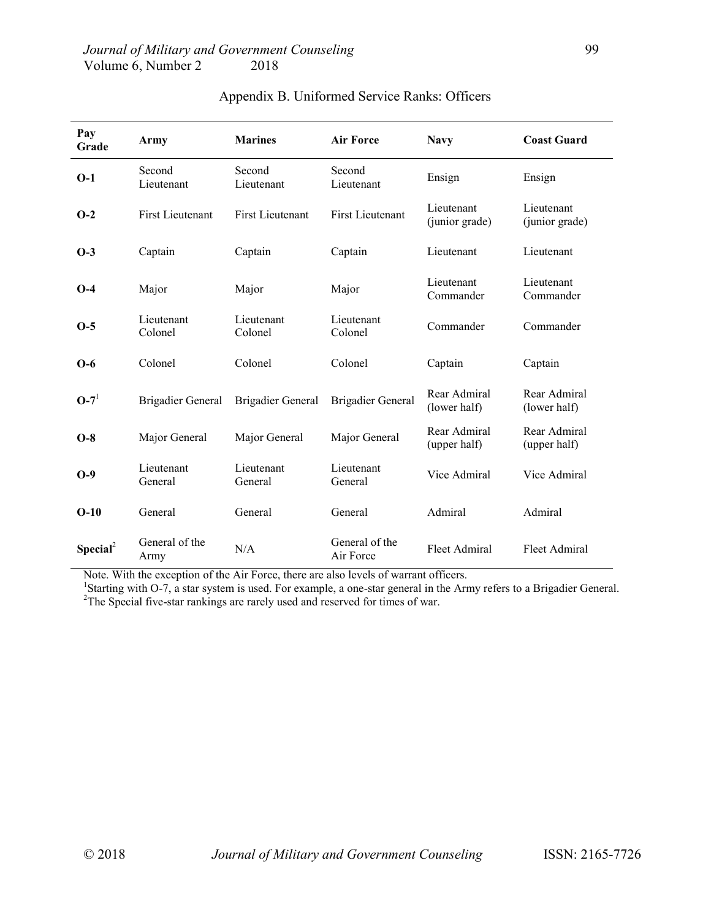## Appendix B. Uniformed Service Ranks: Officers

| Pay Grade | Army | Marines | Air Force | Navy | Coast Guard |
|---|---|---|---|---|---|
| **O-1** | Second Lieutenant | Second Lieutenant | Second Lieutenant | Ensign | Ensign |
| **O-2** | First Lieutenant | First Lieutenant | First Lieutenant | Lieutenant (junior grade) | Lieutenant (junior grade) |
| **O-3** | Captain | Captain | Captain | Lieutenant | Lieutenant |
| **O-4** | Major | Major | Major | Lieutenant Commander | Lieutenant Commander |
| **O-5** | Lieutenant Colonel | Lieutenant Colonel | Lieutenant Colonel | Commander | Commander |
| **O-6** | Colonel | Colonel | Colonel | Captain | Captain |
| **O-7**[1] | Brigadier General | Brigadier General | Brigadier General | Rear Admiral (lower half) | Rear Admiral (lower half) |
| **O-8** | Major General | Major General | Major General | Rear Admiral (upper half) | Rear Admiral (upper half) |
| **O-9** | Lieutenant General | Lieutenant General | Lieutenant General | Vice Admiral | Vice Admiral |
| **O-10** | General | General | General | Admiral | Admiral |
| **Special**[2] | General of the Army | N/A | General of the Air Force | Fleet Admiral | Fleet Admiral |

Note. With the exception of the Air Force, there are also levels of warrant officers.
[1]Starting with O-7, a star system is used. For example, a one-star general in the Army refers to a Brigadier General.
[2]The Special five-star rankings are rarely used and reserved for times of war.